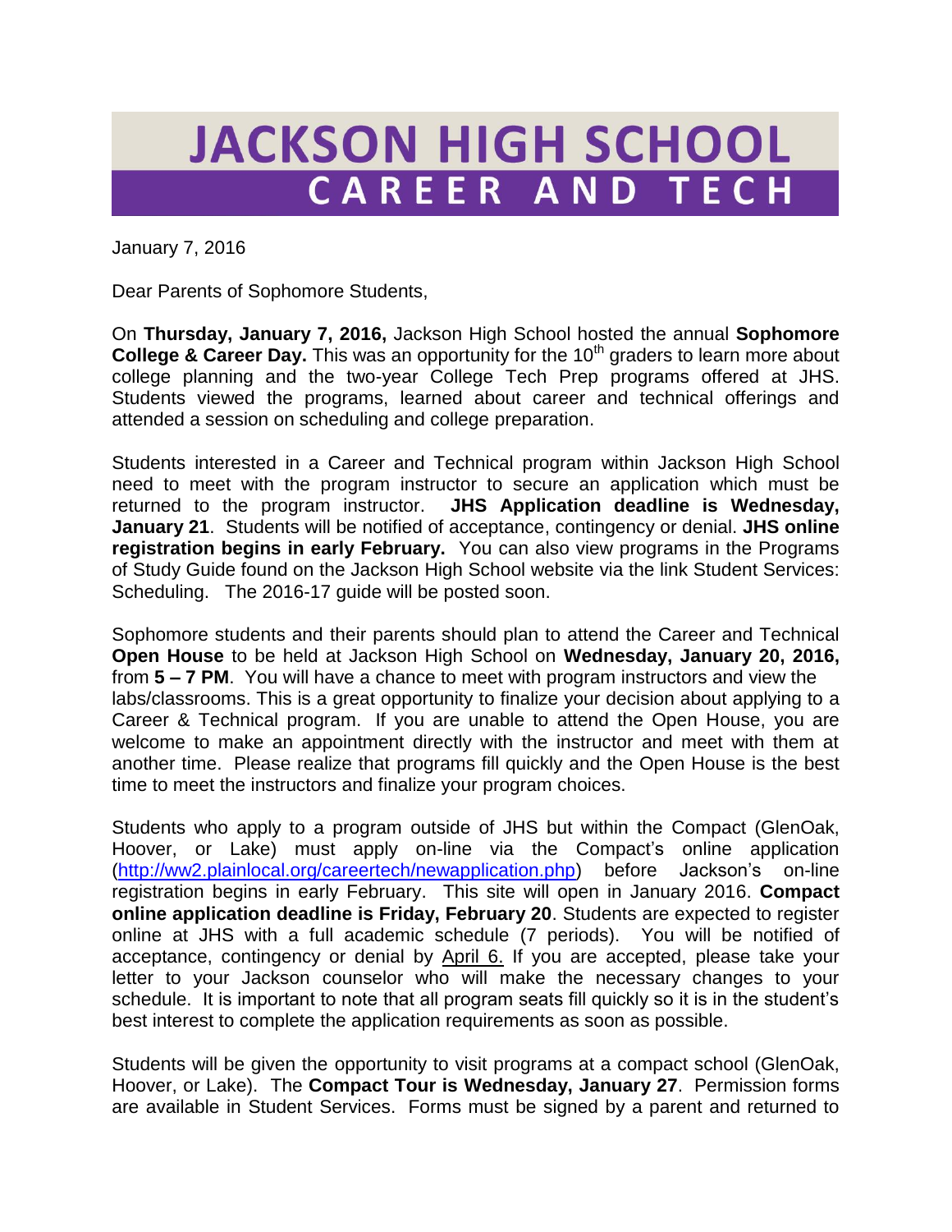# JACKSON HIGH SCHOOL
## CAREER AND TECH

January 7, 2016

Dear Parents of Sophomore Students,

On **Thursday, January 7, 2016,** Jackson High School hosted the annual **Sophomore College & Career Day.** This was an opportunity for the 10th graders to learn more about college planning and the two-year College Tech Prep programs offered at JHS. Students viewed the programs, learned about career and technical offerings and attended a session on scheduling and college preparation.

Students interested in a Career and Technical program within Jackson High School need to meet with the program instructor to secure an application which must be returned to the program instructor. **JHS Application deadline is Wednesday, January 21**. Students will be notified of acceptance, contingency or denial. **JHS online registration begins in early February.** You can also view programs in the Programs of Study Guide found on the Jackson High School website via the link Student Services: Scheduling. The 2016-17 guide will be posted soon.

Sophomore students and their parents should plan to attend the Career and Technical **Open House** to be held at Jackson High School on **Wednesday, January 20, 2016,** from **5 – 7 PM**. You will have a chance to meet with program instructors and view the labs/classrooms. This is a great opportunity to finalize your decision about applying to a Career & Technical program. If you are unable to attend the Open House, you are welcome to make an appointment directly with the instructor and meet with them at another time. Please realize that programs fill quickly and the Open House is the best time to meet the instructors and finalize your program choices.

Students who apply to a program outside of JHS but within the Compact (GlenOak, Hoover, or Lake) must apply on-line via the Compact's online application (http://ww2.plainlocal.org/careertech/newapplication.php) before Jackson's on-line registration begins in early February. This site will open in January 2016. **Compact online application deadline is Friday, February 20**. Students are expected to register online at JHS with a full academic schedule (7 periods). You will be notified of acceptance, contingency or denial by April 6. If you are accepted, please take your letter to your Jackson counselor who will make the necessary changes to your schedule. It is important to note that all program seats fill quickly so it is in the student's best interest to complete the application requirements as soon as possible.

Students will be given the opportunity to visit programs at a compact school (GlenOak, Hoover, or Lake). The **Compact Tour is Wednesday, January 27**. Permission forms are available in Student Services. Forms must be signed by a parent and returned to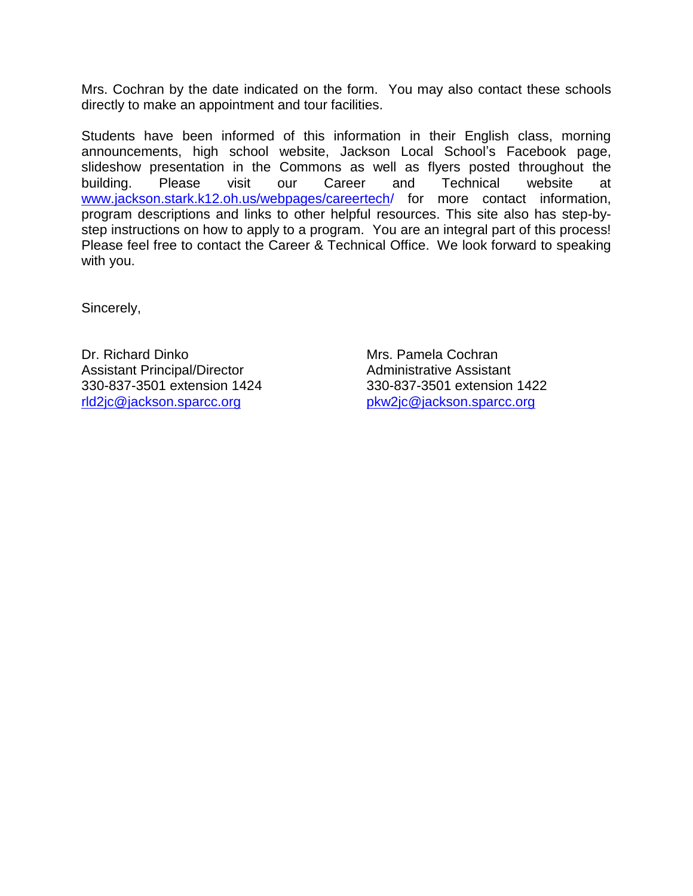Mrs. Cochran by the date indicated on the form. You may also contact these schools directly to make an appointment and tour facilities.

Students have been informed of this information in their English class, morning announcements, high school website, Jackson Local School's Facebook page, slideshow presentation in the Commons as well as flyers posted throughout the building. Please visit our Career and Technical website at www.jackson.stark.k12.oh.us/webpages/careertech/ for more contact information, program descriptions and links to other helpful resources. This site also has step-by-step instructions on how to apply to a program. You are an integral part of this process! Please feel free to contact the Career & Technical Office. We look forward to speaking with you.

Sincerely,

Dr. Richard Dinko
Assistant Principal/Director
330-837-3501 extension 1424
rld2jc@jackson.sparcc.org

Mrs. Pamela Cochran
Administrative Assistant
330-837-3501 extension 1422
pkw2jc@jackson.sparcc.org